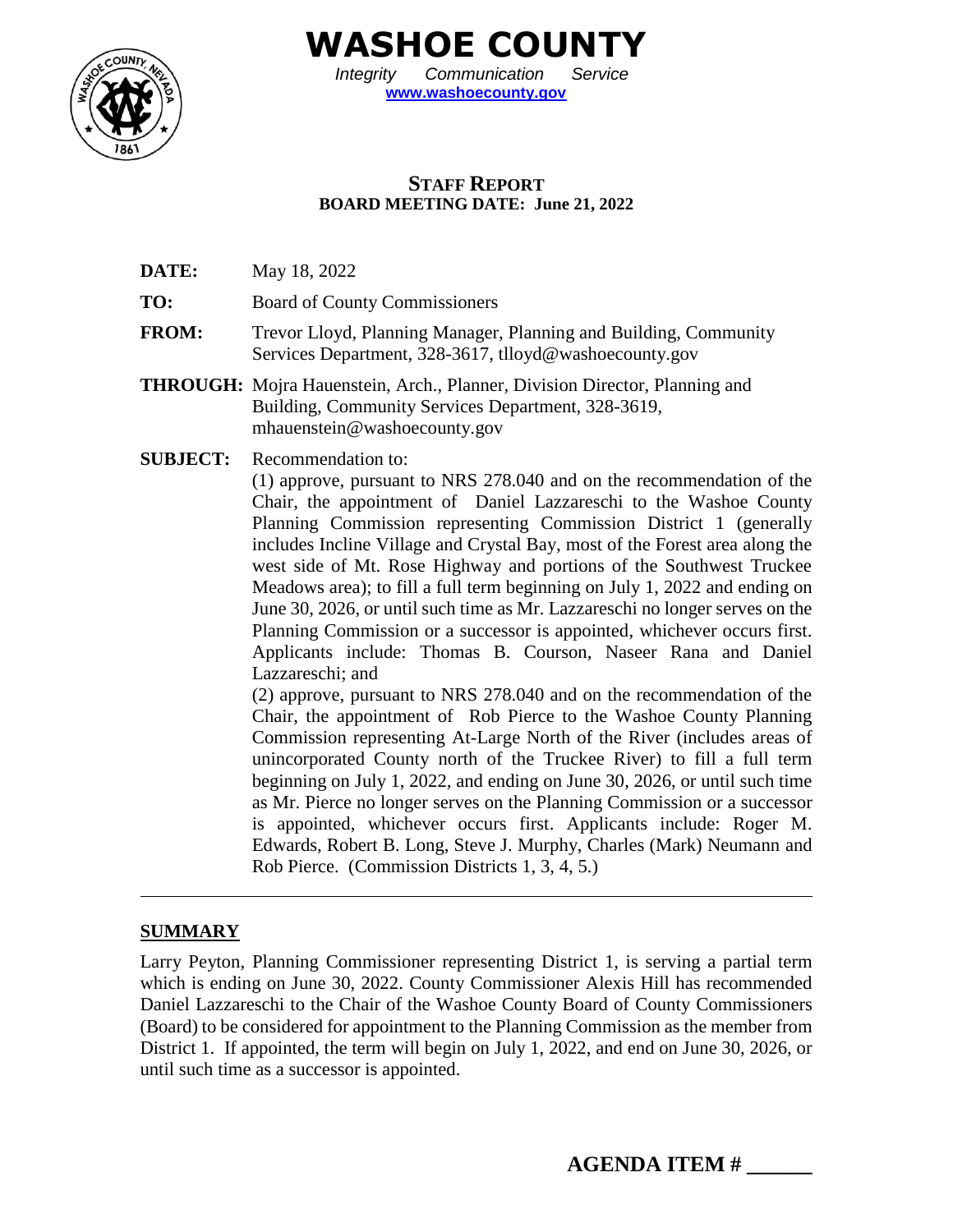# WASHOE COUNTY

*Integrity Communication Service*

**www.washoecounty.gov**

## STAFF REPORT
**BOARD MEETING DATE: June 21, 2022**

**DATE:** May 18, 2022

**TO:** Board of County Commissioners

**FROM:** Trevor Lloyd, Planning Manager, Planning and Building, Community Services Department, 328-3617, tlloyd@washoecounty.gov

**THROUGH:** Mojra Hauenstein, Arch., Planner, Division Director, Planning and Building, Community Services Department, 328-3619, mhauenstein@washoecounty.gov

**SUBJECT:** Recommendation to:
(1) approve, pursuant to NRS 278.040 and on the recommendation of the Chair, the appointment of Daniel Lazzareschi to the Washoe County Planning Commission representing Commission District 1 (generally includes Incline Village and Crystal Bay, most of the Forest area along the west side of Mt. Rose Highway and portions of the Southwest Truckee Meadows area); to fill a full term beginning on July 1, 2022 and ending on June 30, 2026, or until such time as Mr. Lazzareschi no longer serves on the Planning Commission or a successor is appointed, whichever occurs first. Applicants include: Thomas B. Courson, Naseer Rana and Daniel Lazzareschi; and
(2) approve, pursuant to NRS 278.040 and on the recommendation of the Chair, the appointment of Rob Pierce to the Washoe County Planning Commission representing At-Large North of the River (includes areas of unincorporated County north of the Truckee River) to fill a full term beginning on July 1, 2022, and ending on June 30, 2026, or until such time as Mr. Pierce no longer serves on the Planning Commission or a successor is appointed, whichever occurs first. Applicants include: Roger M. Edwards, Robert B. Long, Steve J. Murphy, Charles (Mark) Neumann and Rob Pierce. (Commission Districts 1, 3, 4, 5.)

---

## SUMMARY

Larry Peyton, Planning Commissioner representing District 1, is serving a partial term which is ending on June 30, 2022. County Commissioner Alexis Hill has recommended Daniel Lazzareschi to the Chair of the Washoe County Board of County Commissioners (Board) to be considered for appointment to the Planning Commission as the member from District 1. If appointed, the term will begin on July 1, 2022, and end on June 30, 2026, or until such time as a successor is appointed.

**AGENDA ITEM # ______**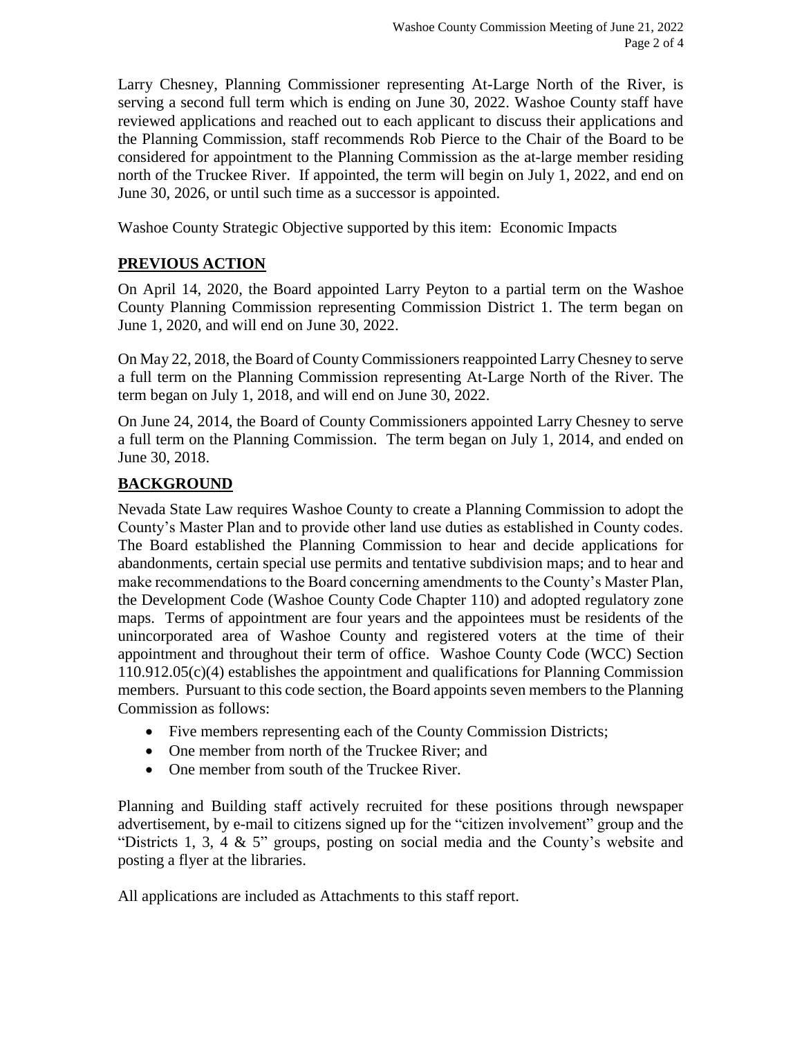Larry Chesney, Planning Commissioner representing At-Large North of the River, is serving a second full term which is ending on June 30, 2022. Washoe County staff have reviewed applications and reached out to each applicant to discuss their applications and the Planning Commission, staff recommends Rob Pierce to the Chair of the Board to be considered for appointment to the Planning Commission as the at-large member residing north of the Truckee River. If appointed, the term will begin on July 1, 2022, and end on June 30, 2026, or until such time as a successor is appointed.

Washoe County Strategic Objective supported by this item: Economic Impacts

## PREVIOUS ACTION

On April 14, 2020, the Board appointed Larry Peyton to a partial term on the Washoe County Planning Commission representing Commission District 1. The term began on June 1, 2020, and will end on June 30, 2022.

On May 22, 2018, the Board of County Commissioners reappointed Larry Chesney to serve a full term on the Planning Commission representing At-Large North of the River. The term began on July 1, 2018, and will end on June 30, 2022.

On June 24, 2014, the Board of County Commissioners appointed Larry Chesney to serve a full term on the Planning Commission. The term began on July 1, 2014, and ended on June 30, 2018.

## BACKGROUND

Nevada State Law requires Washoe County to create a Planning Commission to adopt the County's Master Plan and to provide other land use duties as established in County codes. The Board established the Planning Commission to hear and decide applications for abandonments, certain special use permits and tentative subdivision maps; and to hear and make recommendations to the Board concerning amendments to the County's Master Plan, the Development Code (Washoe County Code Chapter 110) and adopted regulatory zone maps. Terms of appointment are four years and the appointees must be residents of the unincorporated area of Washoe County and registered voters at the time of their appointment and throughout their term of office. Washoe County Code (WCC) Section 110.912.05(c)(4) establishes the appointment and qualifications for Planning Commission members. Pursuant to this code section, the Board appoints seven members to the Planning Commission as follows:

- Five members representing each of the County Commission Districts;
- One member from north of the Truckee River; and
- One member from south of the Truckee River.

Planning and Building staff actively recruited for these positions through newspaper advertisement, by e-mail to citizens signed up for the "citizen involvement" group and the "Districts 1, 3, 4 & 5" groups, posting on social media and the County's website and posting a flyer at the libraries.

All applications are included as Attachments to this staff report.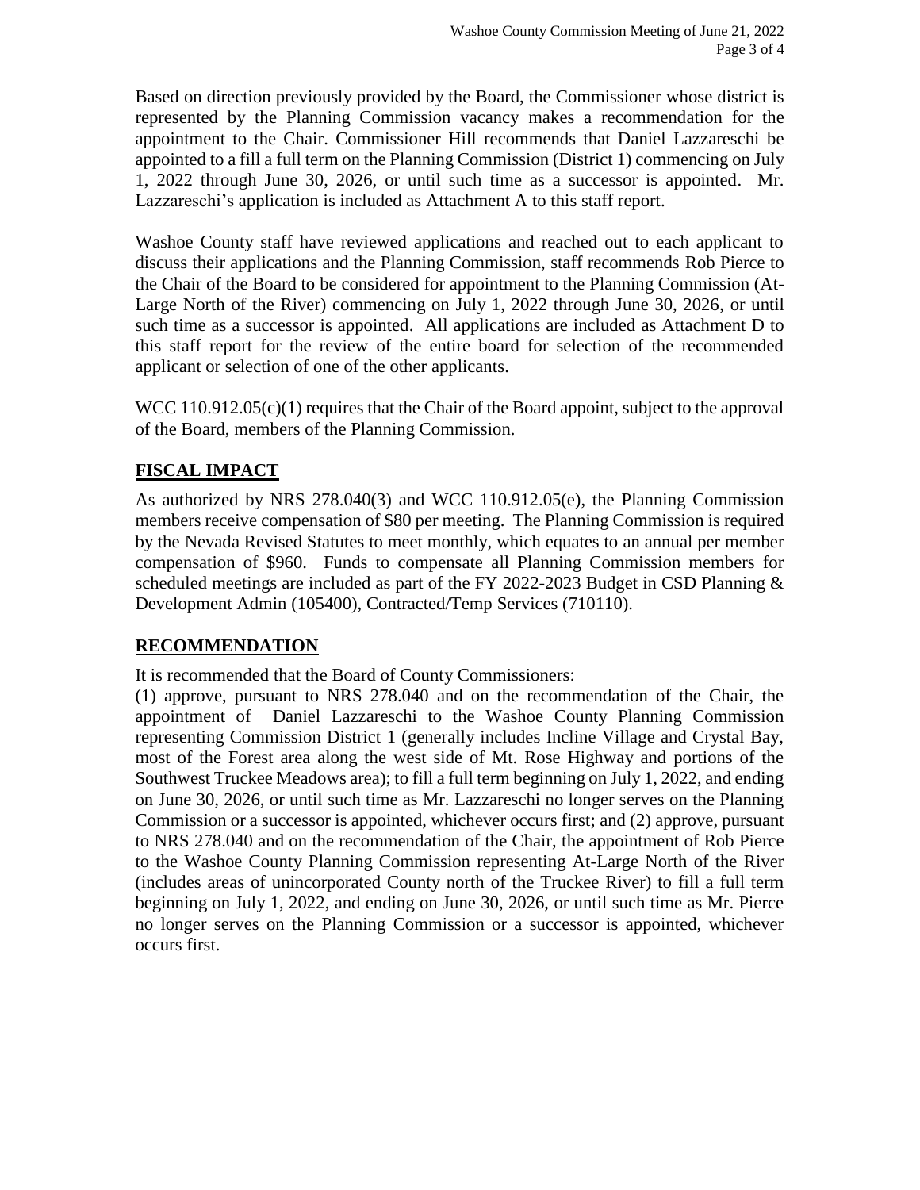Based on direction previously provided by the Board, the Commissioner whose district is represented by the Planning Commission vacancy makes a recommendation for the appointment to the Chair. Commissioner Hill recommends that Daniel Lazzareschi be appointed to a fill a full term on the Planning Commission (District 1) commencing on July 1, 2022 through June 30, 2026, or until such time as a successor is appointed. Mr. Lazzareschi's application is included as Attachment A to this staff report.

Washoe County staff have reviewed applications and reached out to each applicant to discuss their applications and the Planning Commission, staff recommends Rob Pierce to the Chair of the Board to be considered for appointment to the Planning Commission (At-Large North of the River) commencing on July 1, 2022 through June 30, 2026, or until such time as a successor is appointed. All applications are included as Attachment D to this staff report for the review of the entire board for selection of the recommended applicant or selection of one of the other applicants.

WCC 110.912.05(c)(1) requires that the Chair of the Board appoint, subject to the approval of the Board, members of the Planning Commission.

## FISCAL IMPACT

As authorized by NRS 278.040(3) and WCC 110.912.05(e), the Planning Commission members receive compensation of $80 per meeting. The Planning Commission is required by the Nevada Revised Statutes to meet monthly, which equates to an annual per member compensation of $960. Funds to compensate all Planning Commission members for scheduled meetings are included as part of the FY 2022-2023 Budget in CSD Planning & Development Admin (105400), Contracted/Temp Services (710110).

## RECOMMENDATION

It is recommended that the Board of County Commissioners:
(1) approve, pursuant to NRS 278.040 and on the recommendation of the Chair, the appointment of Daniel Lazzareschi to the Washoe County Planning Commission representing Commission District 1 (generally includes Incline Village and Crystal Bay, most of the Forest area along the west side of Mt. Rose Highway and portions of the Southwest Truckee Meadows area); to fill a full term beginning on July 1, 2022, and ending on June 30, 2026, or until such time as Mr. Lazzareschi no longer serves on the Planning Commission or a successor is appointed, whichever occurs first; and (2) approve, pursuant to NRS 278.040 and on the recommendation of the Chair, the appointment of Rob Pierce to the Washoe County Planning Commission representing At-Large North of the River (includes areas of unincorporated County north of the Truckee River) to fill a full term beginning on July 1, 2022, and ending on June 30, 2026, or until such time as Mr. Pierce no longer serves on the Planning Commission or a successor is appointed, whichever occurs first.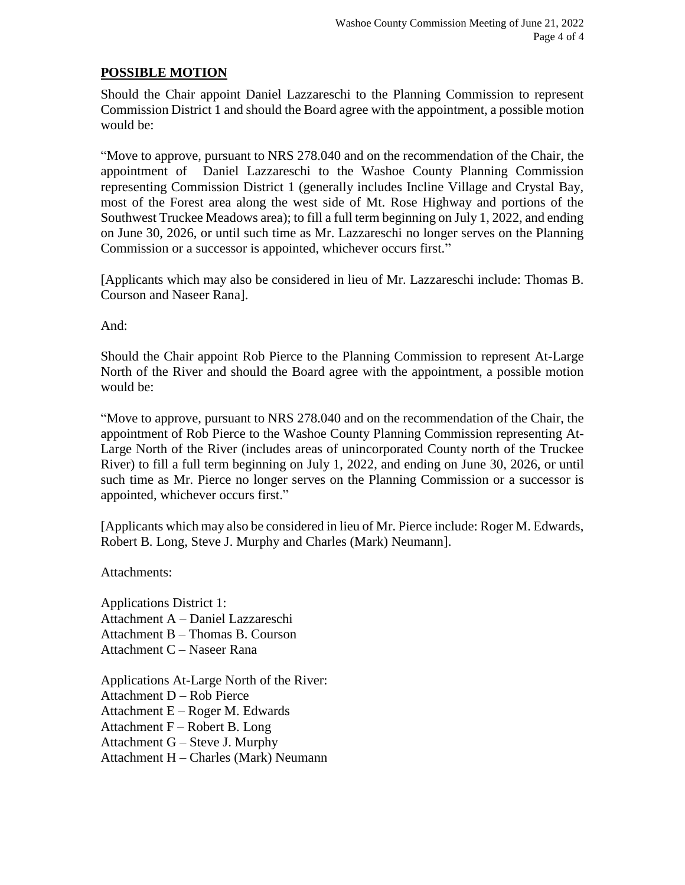## POSSIBLE MOTION

Should the Chair appoint Daniel Lazzareschi to the Planning Commission to represent Commission District 1 and should the Board agree with the appointment, a possible motion would be:

"Move to approve, pursuant to NRS 278.040 and on the recommendation of the Chair, the appointment of Daniel Lazzareschi to the Washoe County Planning Commission representing Commission District 1 (generally includes Incline Village and Crystal Bay, most of the Forest area along the west side of Mt. Rose Highway and portions of the Southwest Truckee Meadows area); to fill a full term beginning on July 1, 2022, and ending on June 30, 2026, or until such time as Mr. Lazzareschi no longer serves on the Planning Commission or a successor is appointed, whichever occurs first."

[Applicants which may also be considered in lieu of Mr. Lazzareschi include: Thomas B. Courson and Naseer Rana].

And:

Should the Chair appoint Rob Pierce to the Planning Commission to represent At-Large North of the River and should the Board agree with the appointment, a possible motion would be:

"Move to approve, pursuant to NRS 278.040 and on the recommendation of the Chair, the appointment of Rob Pierce to the Washoe County Planning Commission representing At-Large North of the River (includes areas of unincorporated County north of the Truckee River) to fill a full term beginning on July 1, 2022, and ending on June 30, 2026, or until such time as Mr. Pierce no longer serves on the Planning Commission or a successor is appointed, whichever occurs first."

[Applicants which may also be considered in lieu of Mr. Pierce include: Roger M. Edwards, Robert B. Long, Steve J. Murphy and Charles (Mark) Neumann].

Attachments:

Applications District 1:
Attachment A – Daniel Lazzareschi
Attachment B – Thomas B. Courson
Attachment C – Naseer Rana

Applications At-Large North of the River:
Attachment D – Rob Pierce
Attachment E – Roger M. Edwards
Attachment F – Robert B. Long
Attachment G – Steve J. Murphy
Attachment H – Charles (Mark) Neumann